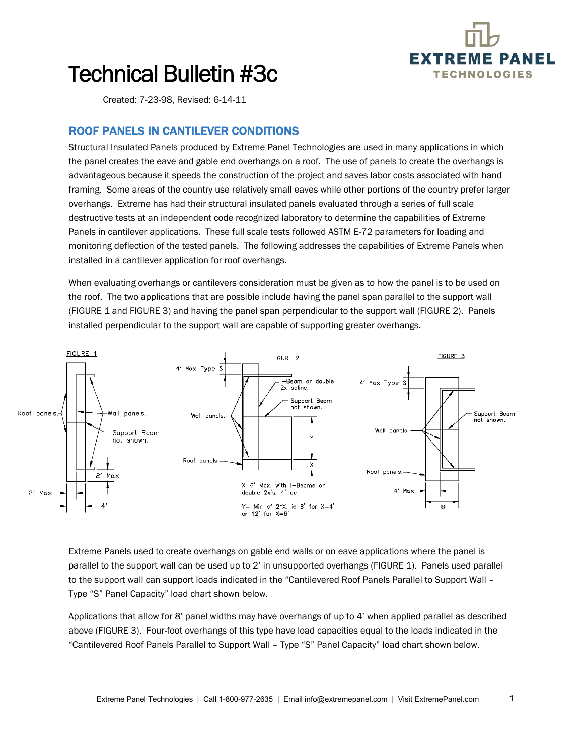# Technical Bulletin #3c

Created: 7-23-98, Revised: 6-14-11

## ROOF PANELS IN CANTILEVER CONDITIONS

Structural Insulated Panels produced by Extreme Panel Technologies are used in many applications in which the panel creates the eave and gable end overhangs on a roof. The use of panels to create the overhangs is advantageous because it speeds the construction of the project and saves labor costs associated with hand framing. Some areas of the country use relatively small eaves while other portions of the country prefer larger overhangs. Extreme has had their structural insulated panels evaluated through a series of full scale destructive tests at an independent code recognized laboratory to determine the capabilities of Extreme Panels in cantilever applications. These full scale tests followed ASTM E-72 parameters for loading and monitoring deflection of the tested panels. The following addresses the capabilities of Extreme Panels when installed in a cantilever application for roof overhangs.

When evaluating overhangs or cantilevers consideration must be given as to how the panel is to be used on the roof. The two applications that are possible include having the panel span parallel to the support wall (FIGURE 1 and FIGURE 3) and having the panel span perpendicular to the support wall (FIGURE 2). Panels installed perpendicular to the support wall are capable of supporting greater overhangs.

FIGURE 1

Roof panels. Wall panels. Support Beam not shown. 2' Max. 2' Max. 4'

FIGURE 2

4' Max Type S. I-Beam or double 2x spline. Support Beam not shown. Wall panels. Roof panels. Y. X.

X=6' Max. with I-Beams or double 2x's, 4' oc

Y= Min of 2*X, ie 8' for X=4' or 12' for X=6'

FIGURE 3

4' Max Type S. Support Beam not shown. Wall panels. Roof panels. 4' Max. 8'

Extreme Panels used to create overhangs on gable end walls or on eave applications where the panel is parallel to the support wall can be used up to 2' in unsupported overhangs (FIGURE 1). Panels used parallel to the support wall can support loads indicated in the "Cantilevered Roof Panels Parallel to Support Wall – Type "S" Panel Capacity" load chart shown below.

Applications that allow for 8' panel widths may have overhangs of up to 4' when applied parallel as described above (FIGURE 3). Four-foot overhangs of this type have load capacities equal to the loads indicated in the "Cantilevered Roof Panels Parallel to Support Wall – Type "S" Panel Capacity" load chart shown below.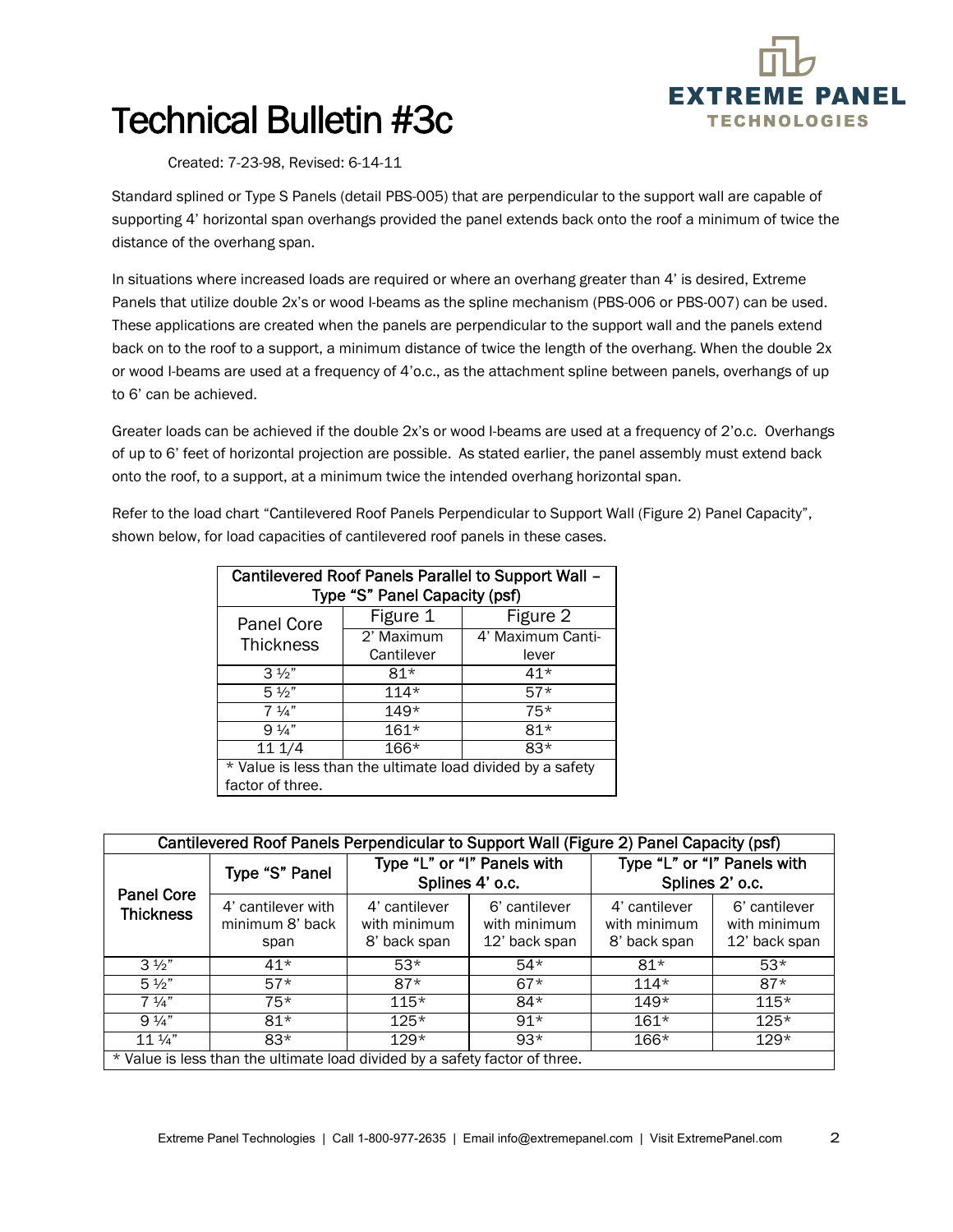# Technical Bulletin #3c

Created: 7-23-98, Revised: 6-14-11

Standard splined or Type S Panels (detail PBS-005) that are perpendicular to the support wall are capable of supporting 4' horizontal span overhangs provided the panel extends back onto the roof a minimum of twice the distance of the overhang span.

In situations where increased loads are required or where an overhang greater than 4' is desired, Extreme Panels that utilize double 2x's or wood I-beams as the spline mechanism (PBS-006 or PBS-007) can be used. These applications are created when the panels are perpendicular to the support wall and the panels extend back on to the roof to a support, a minimum distance of twice the length of the overhang. When the double 2x or wood I-beams are used at a frequency of 4'o.c., as the attachment spline between panels, overhangs of up to 6' can be achieved.

Greater loads can be achieved if the double 2x's or wood I-beams are used at a frequency of 2'o.c. Overhangs of up to 6' feet of horizontal projection are possible. As stated earlier, the panel assembly must extend back onto the roof, to a support, at a minimum twice the intended overhang horizontal span.

Refer to the load chart "Cantilevered Roof Panels Perpendicular to Support Wall (Figure 2) Panel Capacity", shown below, for load capacities of cantilevered roof panels in these cases.

| Cantilevered Roof Panels Parallel to Support Wall – Type "S" Panel Capacity (psf) | | |
|---|---|---|
| Panel Core Thickness | Figure 1 | Figure 2 |
| | 2' Maximum Cantilever | 4' Maximum Cantilever |
| 3 ½" | 81* | 41* |
| 5 ½" | 114* | 57* |
| 7 ¼" | 149* | 75* |
| 9 ¼" | 161* | 81* |
| 11 1/4 | 166* | 83* |
| * Value is less than the ultimate load divided by a safety factor of three. | | |

| Cantilevered Roof Panels Perpendicular to Support Wall (Figure 2) Panel Capacity (psf) | | | | | |
|---|---|---|---|---|---|
| Panel Core Thickness | Type "S" Panel | Type "L" or "I" Panels with Splines 4' o.c. | | Type "L" or "I" Panels with Splines 2' o.c. | |
| | 4' cantilever with minimum 8' back span | 4' cantilever with minimum 8' back span | 6' cantilever with minimum 12' back span | 4' cantilever with minimum 8' back span | 6' cantilever with minimum 12' back span |
| 3 ½" | 41* | 53* | 54* | 81* | 53* |
| 5 ½" | 57* | 87* | 67* | 114* | 87* |
| 7 ¼" | 75* | 115* | 84* | 149* | 115* |
| 9 ¼" | 81* | 125* | 91* | 161* | 125* |
| 11 ¼" | 83* | 129* | 93* | 166* | 129* |
| * Value is less than the ultimate load divided by a safety factor of three. | | | | | |

Extreme Panel Technologies | Call 1-800-977-2635 | Email info@extremepanel.com | Visit ExtremePanel.com